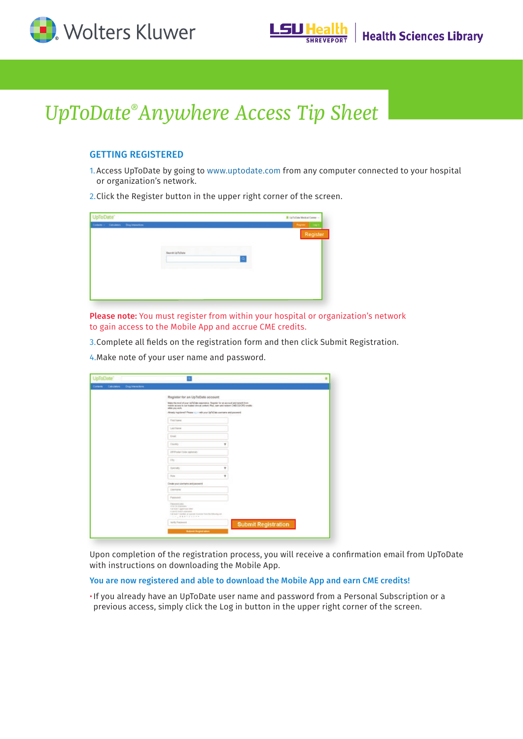# UpToDate® Anywhere Access Tip Sheet

## GETTING REGISTERED

1. Access UpToDate by going to www.uptodate.com from any computer connected to your hospital or organization's network.
2. Click the Register button in the upper right corner of the screen.

**Please note:** You must register from within your hospital or organization's network to gain access to the Mobile App and accrue CME credits.

3. Complete all fields on the registration form and then click Submit Registration.
4. Make note of your user name and password.

Upon completion of the registration process, you will receive a confirmation email from UpToDate with instructions on downloading the Mobile App.

**You are now registered and able to download the Mobile App and earn CME credits!**

- If you already have an UpToDate user name and password from a Personal Subscription or a previous access, simply click the Log in button in the upper right corner of the screen.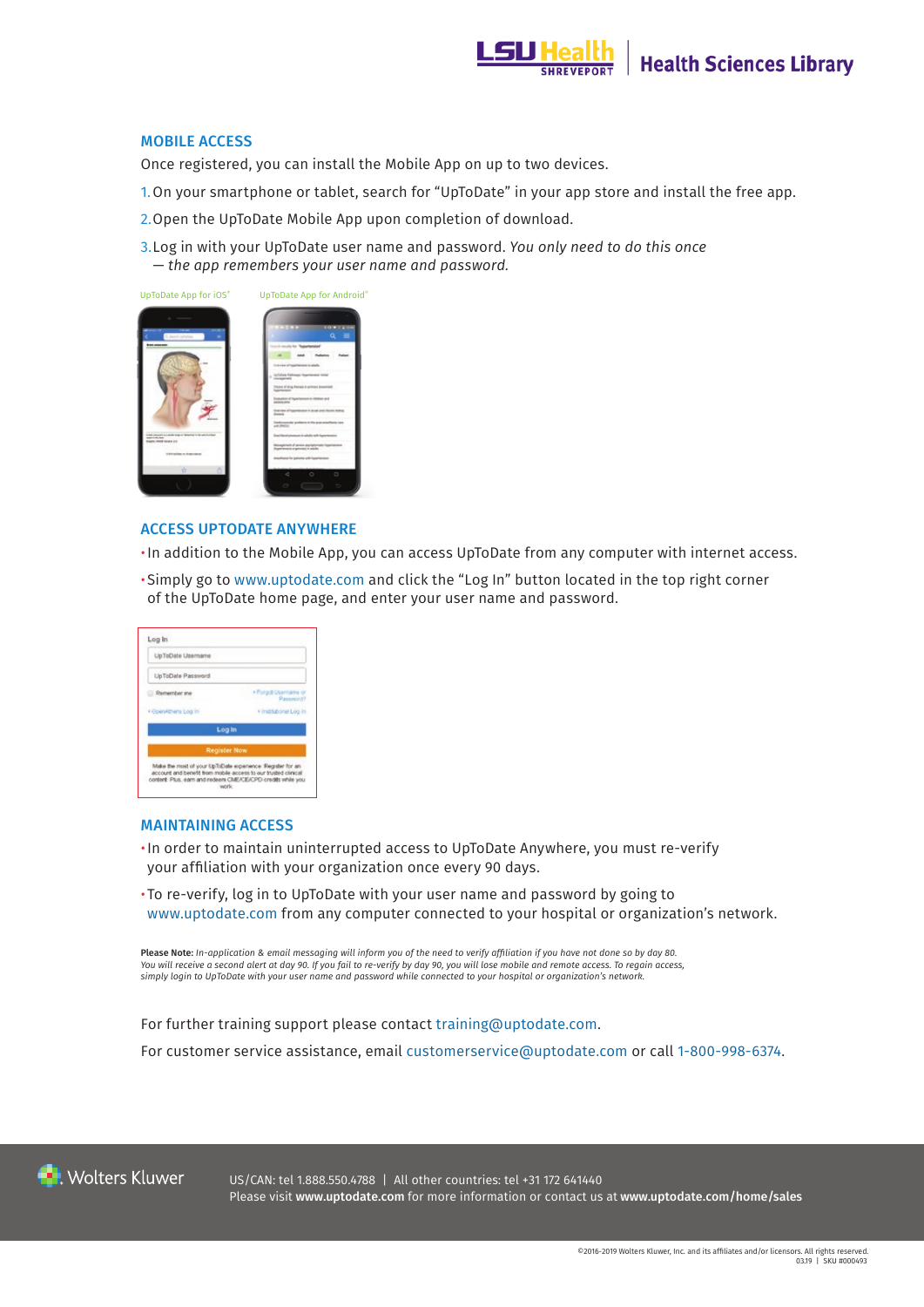## MOBILE ACCESS

Once registered, you can install the Mobile App on up to two devices.

1. On your smartphone or tablet, search for "UpToDate" in your app store and install the free app.
2. Open the UpToDate Mobile App upon completion of download.
3. Log in with your UpToDate user name and password. *You only need to do this once — the app remembers your user name and password.*

UpToDate App for iOS®

UpToDate App for Android®

## ACCESS UPTODATE ANYWHERE

- In addition to the Mobile App, you can access UpToDate from any computer with internet access.
- Simply go to www.uptodate.com and click the "Log In" button located in the top right corner of the UpToDate home page, and enter your user name and password.

## MAINTAINING ACCESS

- In order to maintain uninterrupted access to UpToDate Anywhere, you must re-verify your affiliation with your organization once every 90 days.
- To re-verify, log in to UpToDate with your user name and password by going to www.uptodate.com from any computer connected to your hospital or organization's network.

**Please Note:** *In-application & email messaging will inform you of the need to verify affiliation if you have not done so by day 80. You will receive a second alert at day 90. If you fail to re-verify by day 90, you will lose mobile and remote access. To regain access, simply login to UpToDate with your user name and password while connected to your hospital or organization's network.*

For further training support please contact training@uptodate.com.

For customer service assistance, email customerservice@uptodate.com or call 1-800-998-6374.

Wolters Kluwer

US/CAN: tel 1.888.550.4788 | All other countries: tel +31 172 641440
Please visit **www.uptodate.com** for more information or contact us at **www.uptodate.com/home/sales**

©2016-2019 Wolters Kluwer, Inc. and its affiliates and/or licensors. All rights reserved.
03.19 | SKU #000493